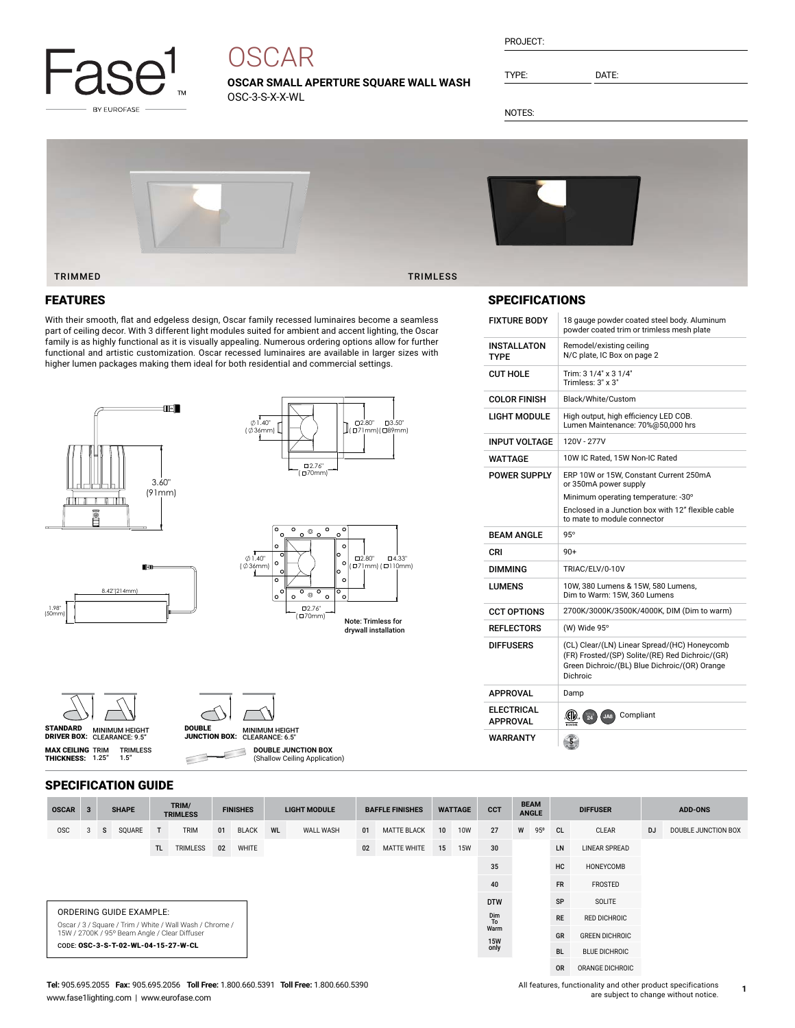Fase1 BY EUROFASE

# OSCAR

**OSCAR SMALL APERTURE SQUARE WALL WASH**
OSC-3-S-X-X-WL

PROJECT:

TYPE: DATE:

NOTES:

TRIMMED TRIMLESS

## FEATURES

With their smooth, flat and edgeless design, Oscar family recessed luminaires become a seamless part of ceiling decor. With 3 different light modules suited for ambient and accent lighting, the Oscar family is as highly functional as it is visually appealing. Numerous ordering options allow for further functional and artistic customization. Oscar recessed luminaires are available in larger sizes with higher lumen packages making them ideal for both residential and commercial settings.

3.60" (91mm)

∅1.40" (∅36mm) □2.80" (□71mm) □3.50" (□89mm) □2.76" (□70mm)

8.42"(214mm) 1.98" (50mm)

∅1.40" (∅36mm) □2.80" (□71mm) □4.33" (□110mm) □2.76" (□70mm)

Note: Trimless for drywall installation

**STANDARD DRIVER BOX:** MINIMUM HEIGHT CLEARANCE: 9.5"

**DOUBLE JUNCTION BOX:** MINIMUM HEIGHT CLEARANCE: 6.5"

**MAX CEILING THICKNESS:** TRIM 1.25" TRIMLESS 1.5"

**DOUBLE JUNCTION BOX** (Shallow Ceiling Application)

## SPECIFICATIONS

| | |
|---|---|
| FIXTURE BODY | 18 gauge powder coated steel body. Aluminum powder coated trim or trimless mesh plate |
| INSTALLATON TYPE | Remodel/existing ceiling N/C plate, IC Box on page 2 |
| CUT HOLE | Trim: 3 1/4" x 3 1/4" Trimless: 3" x 3" |
| COLOR FINISH | Black/White/Custom |
| LIGHT MODULE | High output, high efficiency LED COB. Lumen Maintenance: 70%@50,000 hrs |
| INPUT VOLTAGE | 120V - 277V |
| WATTAGE | 10W IC Rated, 15W Non-IC Rated |
| POWER SUPPLY | ERP 10W or 15W, Constant Current 250mA or 350mA power supply<br>Minimum operating temperature: -30°<br>Enclosed in a Junction box with 12" flexible cable to mate to module connector |
| BEAM ANGLE | 95° |
| CRI | 90+ |
| DIMMING | TRIAC/ELV/0-10V |
| LUMENS | 10W, 380 Lumens & 15W, 580 Lumens, Dim to Warm: 15W, 360 Lumens |
| CCT OPTIONS | 2700K/3000K/3500K/4000K, DIM (Dim to warm) |
| REFLECTORS | (W) Wide 95° |
| DIFFUSERS | (CL) Clear/(LN) Linear Spread/(HC) Honeycomb (FR) Frosted/(SP) Solite/(RE) Red Dichroic/(GR) Green Dichroic/(BL) Blue Dichroic/(OR) Orange Dichroic |
| APPROVAL | Damp |
| ELECTRICAL APPROVAL | Compliant |
| WARRANTY | |

## SPECIFICATION GUIDE

| OSCAR | 3 | SHAPE | | TRIM/ TRIMLESS | | FINISHES | | LIGHT MODULE | | BAFFLE FINISHES | | WATTAGE | | CCT | BEAM ANGLE | | DIFFUSER | | ADD-ONS | |
|---|---|---|---|---|---|---|---|---|---|---|---|---|---|---|---|---|---|---|---|---|
| OSC | 3 | S | SQUARE | T | TRIM | 01 | BLACK | WL | WALL WASH | 01 | MATTE BLACK | 10 | 10W | 27 | W | 95º | CL | CLEAR | DJ | DOUBLE JUNCTION BOX |
| | | | | TL | TRIMLESS | 02 | WHITE | | | 02 | MATTE WHITE | 15 | 15W | 30 | | | LN | LINEAR SPREAD | | |
| | | | | | | | | | | | | | | 35 | | | HC | HONEYCOMB | | |
| | | | | | | | | | | | | | | 40 | | | FR | FROSTED | | |
| | | | | | | | | | | | | | | DTW | | | SP | SOLITE | | |
| | | | | | | | | | | | | | | Dim To Warm | | | RE | RED DICHROIC | | |
| | | | | | | | | | | | | | | 15W only | | | GR | GREEN DICHROIC | | |
| | | | | | | | | | | | | | | | | | BL | BLUE DICHROIC | | |
| | | | | | | | | | | | | | | | | | OR | ORANGE DICHROIC | | |

ORDERING GUIDE EXAMPLE:
Oscar / 3 / Square / Trim / White / Wall Wash / Chrome / 15W / 2700K / 95° Beam Angle / Clear Diffuser
CODE: **OSC-3-S-T-02-WL-04-15-27-W-CL**

**Tel:** 905.695.2055 **Fax:** 905.695.2056 **Toll Free:** 1.800.660.5391 **Toll Free:** 1.800.660.5390
www.fase1lighting.com | www.eurofase.com

All features, functionality and other product specifications are subject to change without notice.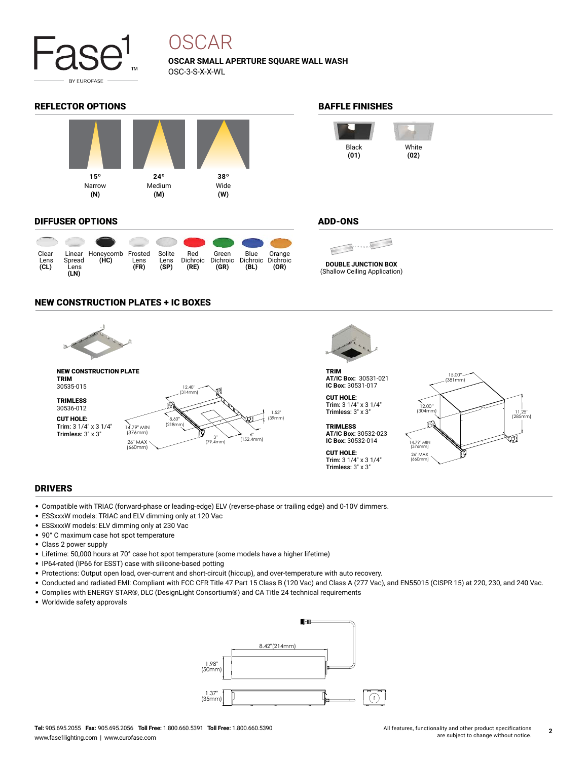# OSCAR

**OSCAR SMALL APERTURE SQUARE WALL WASH**

OSC-3-S-X-X-WL

## REFLECTOR OPTIONS

| 15° | 24° | 38° |
|---|---|---|
| Narrow | Medium | Wide |
| **(N)** | **(M)** | **(W)** |

## BAFFLE FINISHES

| Black | White |
|---|---|
| **(01)** | **(02)** |

## DIFFUSER OPTIONS

| Clear Lens | Linear Spread Lens | Honeycomb | Frosted Lens | Solite Lens | Red Dichroic | Green Dichroic | Blue Dichroic | Orange Dichroic |
|---|---|---|---|---|---|---|---|---|
| **(CL)** | **(LN)** | **(HC)** | **(FR)** | **(SP)** | **(RE)** | **(GR)** | **(BL)** | **(OR)** |

## ADD-ONS

**DOUBLE JUNCTION BOX**
(Shallow Ceiling Application)

## NEW CONSTRUCTION PLATES + IC BOXES

**NEW CONSTRUCTION PLATE**
**TRIM**
30535-015

**TRIMLESS**
30536-012

**CUT HOLE:**
Trim: 3 1/4" x 3 1/4"
Trimless: 3" x 3"

12.40" (314mm) · 1.53" (39mm) · 8.60" (218mm) · 14.79" MIN (376mm) · 26" MAX (660mm) · 3" (79.4mm) · 6" (152.4mm)

**TRIM**
**AT/IC Box:** 30531-021
**IC Box:** 30531-017

**CUT HOLE:**
Trim: 3 1/4" x 3 1/4"
Trimless: 3" x 3"

**TRIMLESS**
**AT/IC Box:** 30532-023
**IC Box:** 30532-014

**CUT HOLE:**
Trim: 3 1/4" x 3 1/4"
Trimless: 3" x 3"

15.00" (381mm) · 12.00" (304mm) · 11.25" (285mm) · 14.79" MIN (376mm) · 26" MAX (660mm)

## DRIVERS

- Compatible with TRIAC (forward-phase or leading-edge) ELV (reverse-phase or trailing edge) and 0-10V dimmers.
- ESSxxxW models: TRIAC and ELV dimming only at 120 Vac
- ESSxxxW models: ELV dimming only at 230 Vac
- 90° C maximum case hot spot temperature
- Class 2 power supply
- Lifetime: 50,000 hours at 70° case hot spot temperature (some models have a higher lifetime)
- IP64-rated (IP66 for ESST) case with silicone-based potting
- Protections: Output open load, over-current and short-circuit (hiccup), and over-temperature with auto recovery.
- Conducted and radiated EMI: Compliant with FCC CFR Title 47 Part 15 Class B (120 Vac) and Class A (277 Vac), and EN55015 (CISPR 15) at 220, 230, and 240 Vac.
- Complies with ENERGY STAR®, DLC (DesignLight Consortium®) and CA Title 24 technical requirements
- Worldwide safety approvals

8.42" (214mm) · 1.98" (50mm) · 1.37" (35mm)

**Tel:** 905.695.2055 **Fax:** 905.695.2056 **Toll Free:** 1.800.660.5391 **Toll Free:** 1.800.660.5390
www.fase1lighting.com | www.eurofase.com

All features, functionality and other product specifications are subject to change without notice.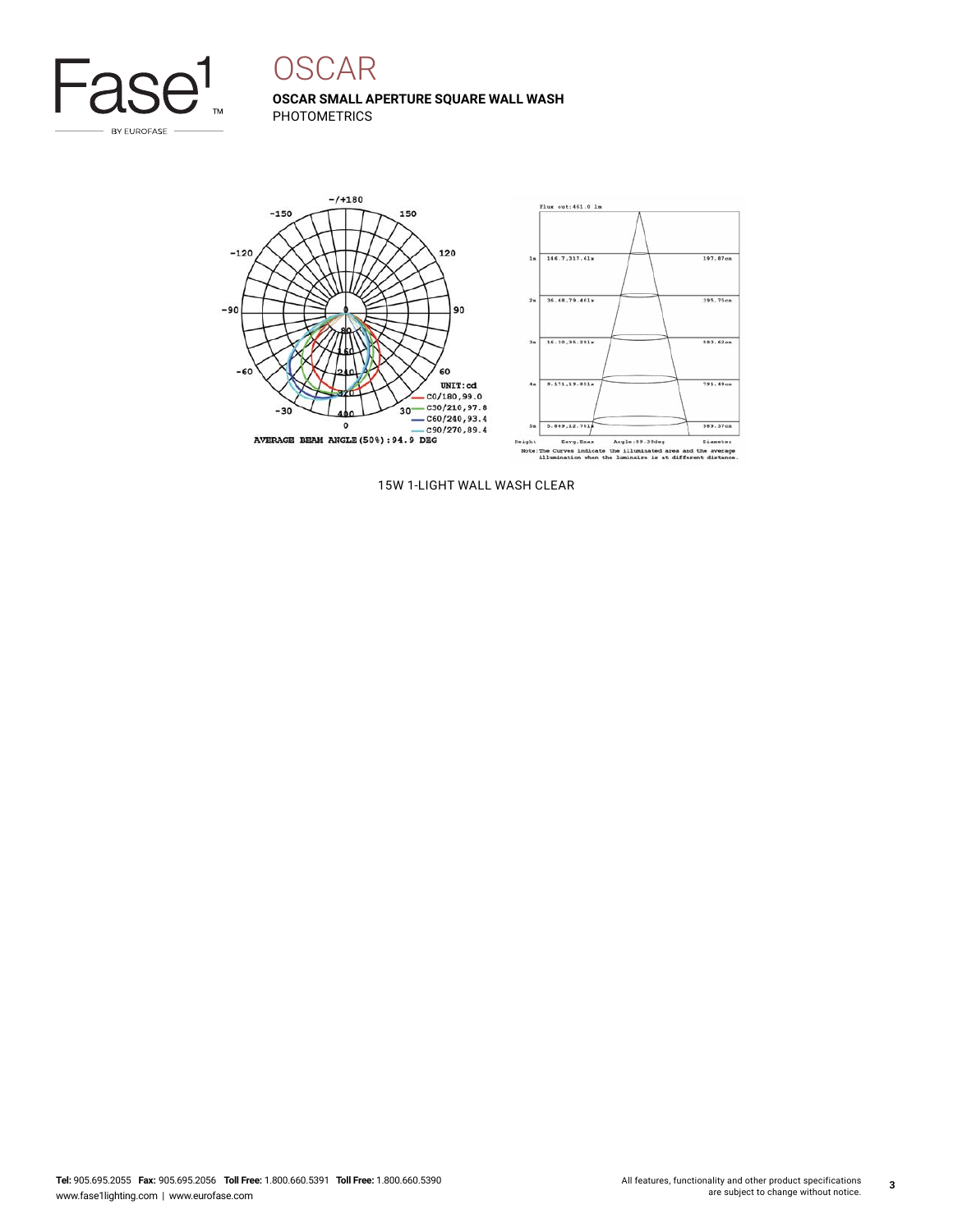# OSCAR

**OSCAR SMALL APERTURE SQUARE WALL WASH**
PHOTOMETRICS

-/+180
-150
150
-120
120
-90
90
-60
60
-30
30
0
80
160
240
320
400
UNIT:cd
C0/180,99.0
C30/210,97.8
C60/240,93.4
C90/270,89.4
AVERAGE BEAM ANGLE(50%):94.9 DEG

Flux out:461.0 lm
1m 146.7,317.61x 197.87cm
2m 36.68,79.401x 395.75cm
3m 16.30,35.291x 593.62cm
4m 9.171,19.851x 791.49cm
5m 5.869,12.701x 989.37cm
Height Eavg.Emax Angle:89.39deg Diameter
Note:The Curves indicate the illuminated area and the average illumination when the luminaire is at different distance.

15W 1-LIGHT WALL WASH CLEAR

**Tel:** 905.695.2055 **Fax:** 905.695.2056 **Toll Free:** 1.800.660.5391 **Toll Free:** 1.800.660.5390
www.fase1lighting.com | www.eurofase.com

All features, functionality and other product specifications are subject to change without notice.